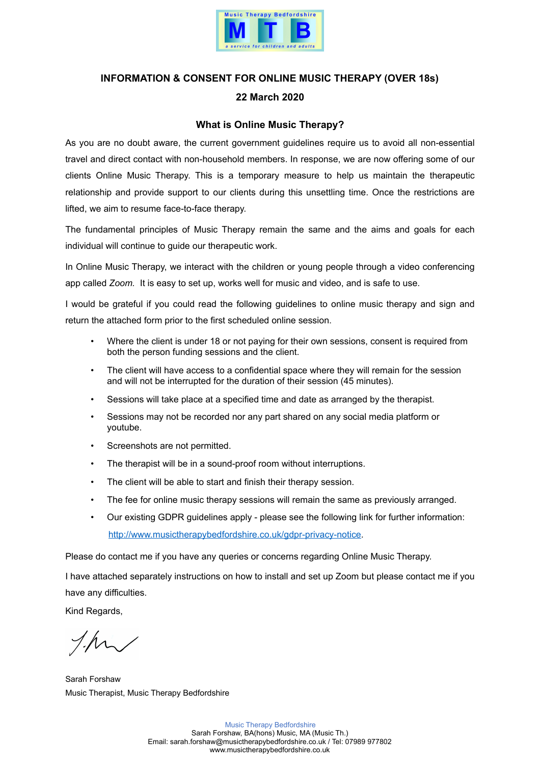Music Therapy Bedfordshire

**M T B**

*a service for children and adults*

# INFORMATION & CONSENT FOR ONLINE MUSIC THERAPY (OVER 18s)

**22 March 2020**

## What is Online Music Therapy?

As you are no doubt aware, the current government guidelines require us to avoid all non-essential travel and direct contact with non-household members. In response, we are now offering some of our clients Online Music Therapy. This is a temporary measure to help us maintain the therapeutic relationship and provide support to our clients during this unsettling time. Once the restrictions are lifted, we aim to resume face-to-face therapy.

The fundamental principles of Music Therapy remain the same and the aims and goals for each individual will continue to guide our therapeutic work.

In Online Music Therapy, we interact with the children or young people through a video conferencing app called *Zoom.* It is easy to set up, works well for music and video, and is safe to use.

I would be grateful if you could read the following guidelines to online music therapy and sign and return the attached form prior to the first scheduled online session.

- Where the client is under 18 or not paying for their own sessions, consent is required from both the person funding sessions and the client.
- The client will have access to a confidential space where they will remain for the session and will not be interrupted for the duration of their session (45 minutes).
- Sessions will take place at a specified time and date as arranged by the therapist.
- Sessions may not be recorded nor any part shared on any social media platform or youtube.
- Screenshots are not permitted.
- The therapist will be in a sound-proof room without interruptions.
- The client will be able to start and finish their therapy session.
- The fee for online music therapy sessions will remain the same as previously arranged.
- Our existing GDPR guidelines apply - please see the following link for further information: [http://www.musictherapybedfordshire.co.uk/gdpr-privacy-notice](http://www.musictherapybedfordshire.co.uk/gdpr-privacy-notice).

Please do contact me if you have any queries or concerns regarding Online Music Therapy.

I have attached separately instructions on how to install and set up Zoom but please contact me if you have any difficulties.

Kind Regards,

Sarah Forshaw
Music Therapist, Music Therapy Bedfordshire

Music Therapy Bedfordshire
Sarah Forshaw, BA(hons) Music, MA (Music Th.)
Email: sarah.forshaw@musictherapybedfordshire.co.uk / Tel: 07989 977802
www.musictherapybedfordshire.co.uk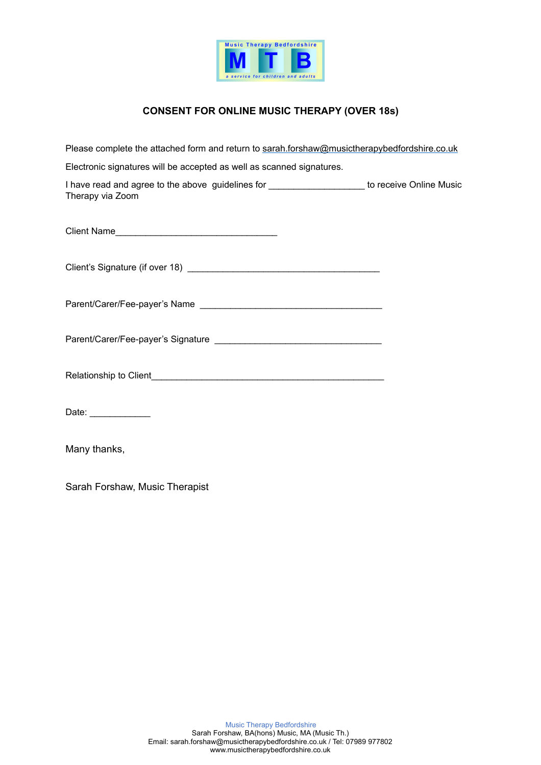Music Therapy Bedfordshire

M T B

a service for children and adults

## CONSENT FOR ONLINE MUSIC THERAPY (OVER 18s)

Please complete the attached form and return to sarah.forshaw@musictherapybedfordshire.co.uk

Electronic signatures will be accepted as well as scanned signatures.

I have read and agree to the above guidelines for ___________________ to receive Online Music Therapy via Zoom

Client Name________________________________

Client's Signature (if over 18) _______________________________________

Parent/Carer/Fee-payer's Name _____________________________________

Parent/Carer/Fee-payer's Signature __________________________________

Relationship to Client_______________________________________________

Date: ____________

Many thanks,

Sarah Forshaw, Music Therapist

Music Therapy Bedfordshire
Sarah Forshaw, BA(hons) Music, MA (Music Th.)
Email: sarah.forshaw@musictherapybedfordshire.co.uk / Tel: 07989 977802
www.musictherapybedfordshire.co.uk